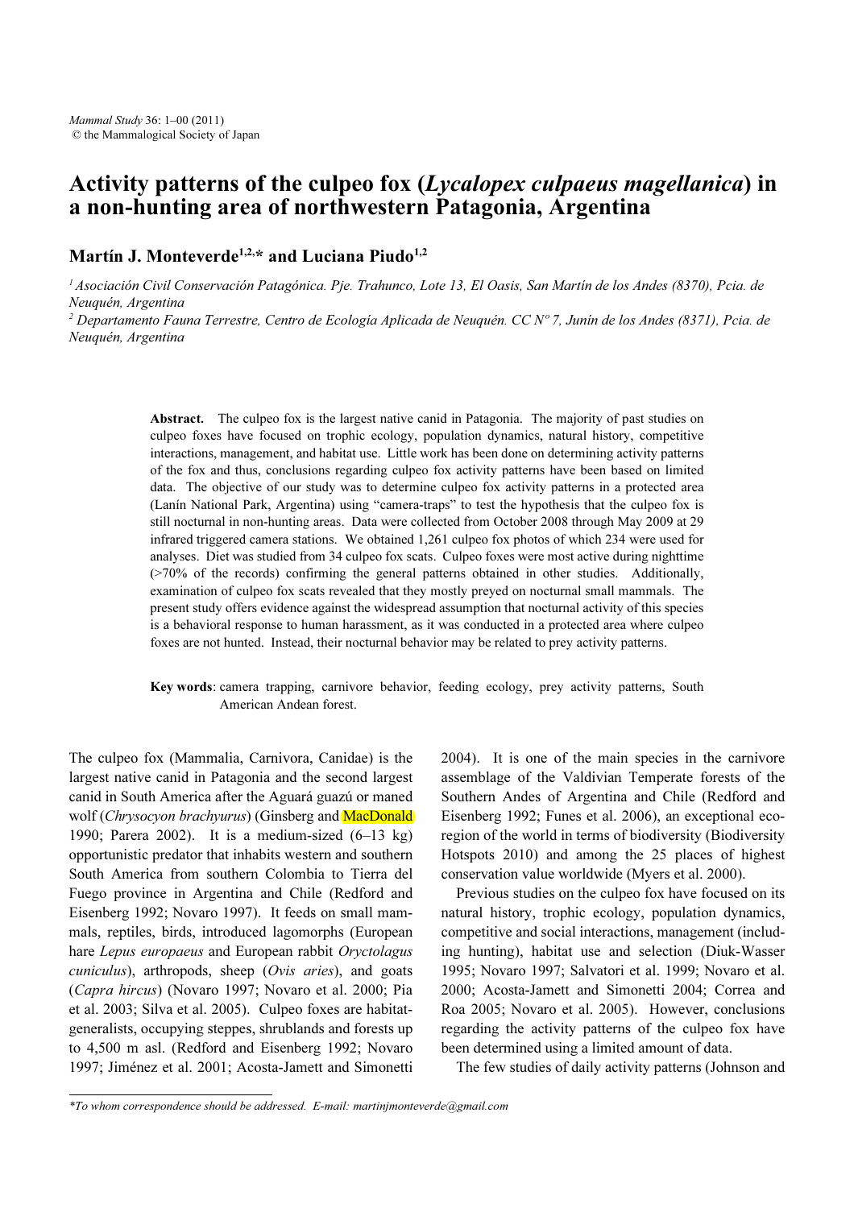# Activity patterns of the culpeo fox (*Lycalopex culpaeus magellanica*) in a non-hunting area of northwestern Patagonia, Argentina

**Martín J. Monteverde[1,2,*] and Luciana Piudo[1,2]**

*[1] Asociación Civil Conservación Patagónica. Pje. Trahunco, Lote 13, El Oasis, San Martín de los Andes (8370), Pcia. de Neuquén, Argentina*

*[2] Departamento Fauna Terrestre, Centro de Ecología Aplicada de Neuquén. CC Nº 7, Junín de los Andes (8371), Pcia. de Neuquén, Argentina*

**Abstract.** The culpeo fox is the largest native canid in Patagonia. The majority of past studies on culpeo foxes have focused on trophic ecology, population dynamics, natural history, competitive interactions, management, and habitat use. Little work has been done on determining activity patterns of the fox and thus, conclusions regarding culpeo fox activity patterns have been based on limited data. The objective of our study was to determine culpeo fox activity patterns in a protected area (Lanín National Park, Argentina) using "camera-traps" to test the hypothesis that the culpeo fox is still nocturnal in non-hunting areas. Data were collected from October 2008 through May 2009 at 29 infrared triggered camera stations. We obtained 1,261 culpeo fox photos of which 234 were used for analyses. Diet was studied from 34 culpeo fox scats. Culpeo foxes were most active during nighttime (>70% of the records) confirming the general patterns obtained in other studies. Additionally, examination of culpeo fox scats revealed that they mostly preyed on nocturnal small mammals. The present study offers evidence against the widespread assumption that nocturnal activity of this species is a behavioral response to human harassment, as it was conducted in a protected area where culpeo foxes are not hunted. Instead, their nocturnal behavior may be related to prey activity patterns.

**Key words**: camera trapping, carnivore behavior, feeding ecology, prey activity patterns, South American Andean forest.

The culpeo fox (Mammalia, Carnivora, Canidae) is the largest native canid in Patagonia and the second largest canid in South America after the Aguará guazú or maned wolf (*Chrysocyon brachyurus*) (Ginsberg and MacDonald 1990; Parera 2002). It is a medium-sized (6–13 kg) opportunistic predator that inhabits western and southern South America from southern Colombia to Tierra del Fuego province in Argentina and Chile (Redford and Eisenberg 1992; Novaro 1997). It feeds on small mammals, reptiles, birds, introduced lagomorphs (European hare *Lepus europaeus* and European rabbit *Oryctolagus cuniculus*), arthropods, sheep (*Ovis aries*), and goats (*Capra hircus*) (Novaro 1997; Novaro et al. 2000; Pia et al. 2003; Silva et al. 2005). Culpeo foxes are habitat-generalists, occupying steppes, shrublands and forests up to 4,500 m asl. (Redford and Eisenberg 1992; Novaro 1997; Jiménez et al. 2001; Acosta-Jamett and Simonetti 2004). It is one of the main species in the carnivore assemblage of the Valdivian Temperate forests of the Southern Andes of Argentina and Chile (Redford and Eisenberg 1992; Funes et al. 2006), an exceptional eco-region of the world in terms of biodiversity (Biodiversity Hotspots 2010) and among the 25 places of highest conservation value worldwide (Myers et al. 2000).

Previous studies on the culpeo fox have focused on its natural history, trophic ecology, population dynamics, competitive and social interactions, management (including hunting), habitat use and selection (Diuk-Wasser 1995; Novaro 1997; Salvatori et al. 1999; Novaro et al. 2000; Acosta-Jamett and Simonetti 2004; Correa and Roa 2005; Novaro et al. 2005). However, conclusions regarding the activity patterns of the culpeo fox have been determined using a limited amount of data.

The few studies of daily activity patterns (Johnson and

*To whom correspondence should be addressed. E-mail: martinjmonteverde@gmail.com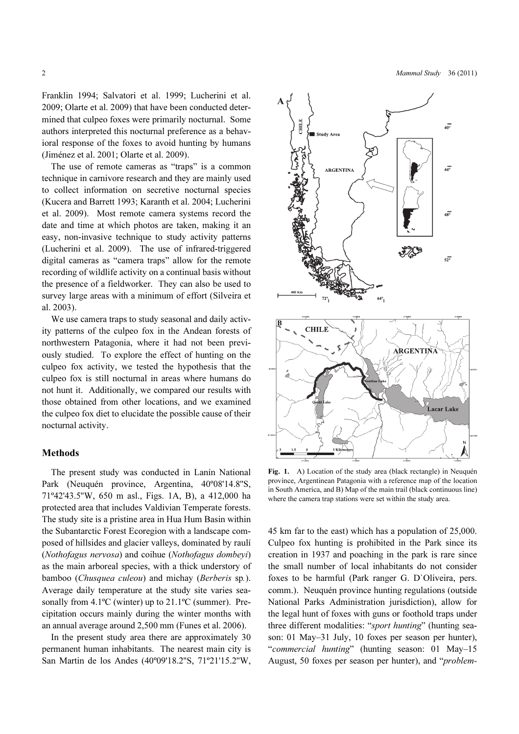Franklin 1994; Salvatori et al. 1999; Lucherini et al. 2009; Olarte et al. 2009) that have been conducted determined that culpeo foxes were primarily nocturnal. Some authors interpreted this nocturnal preference as a behavioral response of the foxes to avoid hunting by humans (Jiménez et al. 2001; Olarte et al. 2009).

The use of remote cameras as "traps" is a common technique in carnivore research and they are mainly used to collect information on secretive nocturnal species (Kucera and Barrett 1993; Karanth et al. 2004; Lucherini et al. 2009). Most remote camera systems record the date and time at which photos are taken, making it an easy, non-invasive technique to study activity patterns (Lucherini et al. 2009). The use of infrared-triggered digital cameras as "camera traps" allow for the remote recording of wildlife activity on a continual basis without the presence of a fieldworker. They can also be used to survey large areas with a minimum of effort (Silveira et al. 2003).

We use camera traps to study seasonal and daily activity patterns of the culpeo fox in the Andean forests of northwestern Patagonia, where it had not been previously studied. To explore the effect of hunting on the culpeo fox activity, we tested the hypothesis that the culpeo fox is still nocturnal in areas where humans do not hunt it. Additionally, we compared our results with those obtained from other locations, and we examined the culpeo fox diet to elucidate the possible cause of their nocturnal activity.

## Methods

The present study was conducted in Lanín National Park (Neuquén province, Argentina, 40º08'14.8"S, 71º42'43.5"W, 650 m asl., Figs. 1A, B), a 412,000 ha protected area that includes Valdivian Temperate forests. The study site is a pristine area in Hua Hum Basin within the Subantarctic Forest Ecoregion with a landscape composed of hillsides and glacier valleys, dominated by raulí (*Nothofagus nervosa*) and coihue (*Nothofagus dombeyi*) as the main arboreal species, with a thick understory of bamboo (*Chusquea culeou*) and michay (*Berberis* sp.). Average daily temperature at the study site varies seasonally from 4.1ºC (winter) up to 21.1ºC (summer). Precipitation occurs mainly during the winter months with an annual average around 2,500 mm (Funes et al. 2006).

In the present study area there are approximately 30 permanent human inhabitants. The nearest main city is San Martin de los Andes (40º09'18.2"S, 71º21'15.2"W, 45 km far to the east) which has a population of 25,000. Culpeo fox hunting is prohibited in the Park since its creation in 1937 and poaching in the park is rare since the small number of local inhabitants do not consider foxes to be harmful (Park ranger G. D`Oliveira, pers. comm.). Neuquén province hunting regulations (outside National Parks Administration jurisdiction), allow for the legal hunt of foxes with guns or foothold traps under three different modalities: "*sport hunting*" (hunting season: 01 May–31 July, 10 foxes per season per hunter), "*commercial hunting*" (hunting season: 01 May–15 August, 50 foxes per season per hunter), and "*problem-*

**Fig. 1.** A) Location of the study area (black rectangle) in Neuquén province, Argentinean Patagonia with a reference map of the location in South America, and B) Map of the main trail (black continuous line) where the camera trap stations were set within the study area.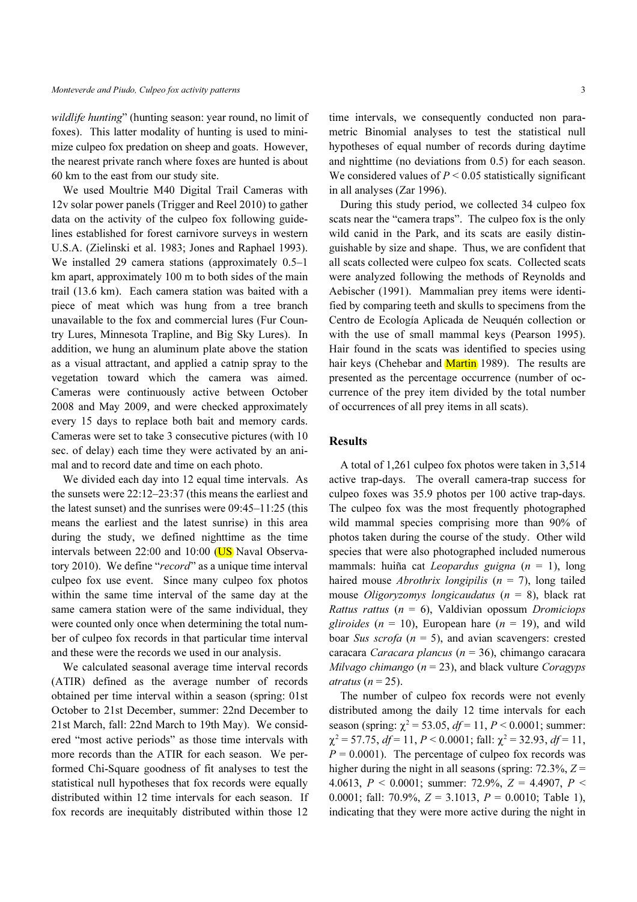*wildlife hunting*" (hunting season: year round, no limit of foxes). This latter modality of hunting is used to minimize culpeo fox predation on sheep and goats. However, the nearest private ranch where foxes are hunted is about 60 km to the east from our study site.

We used Moultrie M40 Digital Trail Cameras with 12v solar power panels (Trigger and Reel 2010) to gather data on the activity of the culpeo fox following guidelines established for forest carnivore surveys in western U.S.A. (Zielinski et al. 1983; Jones and Raphael 1993). We installed 29 camera stations (approximately 0.5–1 km apart, approximately 100 m to both sides of the main trail (13.6 km). Each camera station was baited with a piece of meat which was hung from a tree branch unavailable to the fox and commercial lures (Fur Country Lures, Minnesota Trapline, and Big Sky Lures). In addition, we hung an aluminum plate above the station as a visual attractant, and applied a catnip spray to the vegetation toward which the camera was aimed. Cameras were continuously active between October 2008 and May 2009, and were checked approximately every 15 days to replace both bait and memory cards. Cameras were set to take 3 consecutive pictures (with 10 sec. of delay) each time they were activated by an animal and to record date and time on each photo.

We divided each day into 12 equal time intervals. As the sunsets were 22:12–23:37 (this means the earliest and the latest sunset) and the sunrises were 09:45–11:25 (this means the earliest and the latest sunrise) in this area during the study, we defined nighttime as the time intervals between 22:00 and 10:00 (US Naval Observatory 2010). We define "*record*" as a unique time interval culpeo fox use event. Since many culpeo fox photos within the same time interval of the same day at the same camera station were of the same individual, they were counted only once when determining the total number of culpeo fox records in that particular time interval and these were the records we used in our analysis.

We calculated seasonal average time interval records (ATIR) defined as the average number of records obtained per time interval within a season (spring: 01st October to 21st December, summer: 22nd December to 21st March, fall: 22nd March to 19th May). We considered "most active periods" as those time intervals with more records than the ATIR for each season. We performed Chi-Square goodness of fit analyses to test the statistical null hypotheses that fox records were equally distributed within 12 time intervals for each season. If fox records are inequitably distributed within those 12 time intervals, we consequently conducted non parametric Binomial analyses to test the statistical null hypotheses of equal number of records during daytime and nighttime (no deviations from 0.5) for each season. We considered values of $P < 0.05$ statistically significant in all analyses (Zar 1996).

During this study period, we collected 34 culpeo fox scats near the "camera traps". The culpeo fox is the only wild canid in the Park, and its scats are easily distinguishable by size and shape. Thus, we are confident that all scats collected were culpeo fox scats. Collected scats were analyzed following the methods of Reynolds and Aebischer (1991). Mammalian prey items were identified by comparing teeth and skulls to specimens from the Centro de Ecología Aplicada de Neuquén collection or with the use of small mammal keys (Pearson 1995). Hair found in the scats was identified to species using hair keys (Chehebar and Martin 1989). The results are presented as the percentage occurrence (number of occurrence of the prey item divided by the total number of occurrences of all prey items in all scats).

## Results

A total of 1,261 culpeo fox photos were taken in 3,514 active trap-days. The overall camera-trap success for culpeo foxes was 35.9 photos per 100 active trap-days. The culpeo fox was the most frequently photographed wild mammal species comprising more than 90% of photos taken during the course of the study. Other wild species that were also photographed included numerous mammals: huiña cat *Leopardus guigna* ($n$ = 1), long haired mouse *Abrothrix longipilis* ($n$ = 7), long tailed mouse *Oligoryzomys longicaudatus* ($n$ = 8), black rat *Rattus rattus* ($n$ = 6), Valdivian opossum *Dromiciops gliroides* ($n$ = 10), European hare ($n$ = 19), and wild boar *Sus scrofa* ($n$ = 5), and avian scavengers: crested caracara *Caracara plancus* ($n$ = 36), chimango caracara *Milvago chimango* ($n$ = 23), and black vulture *Coragyps atratus* ($n$ = 25).

The number of culpeo fox records were not evenly distributed among the daily 12 time intervals for each season (spring: $\chi^2 = 53.05$, $df = 11$, $P < 0.0001$; summer: $\chi^2 = 57.75$, $df = 11$, $P < 0.0001$; fall: $\chi^2 = 32.93$, $df = 11$, $P = 0.0001$). The percentage of culpeo fox records was higher during the night in all seasons (spring: 72.3%, $Z = 4.0613$, $P < 0.0001$; summer: 72.9%, $Z = 4.4907$, $P < 0.0001$; fall: 70.9%, $Z = 3.1013$, $P = 0.0010$; Table 1), indicating that they were more active during the night in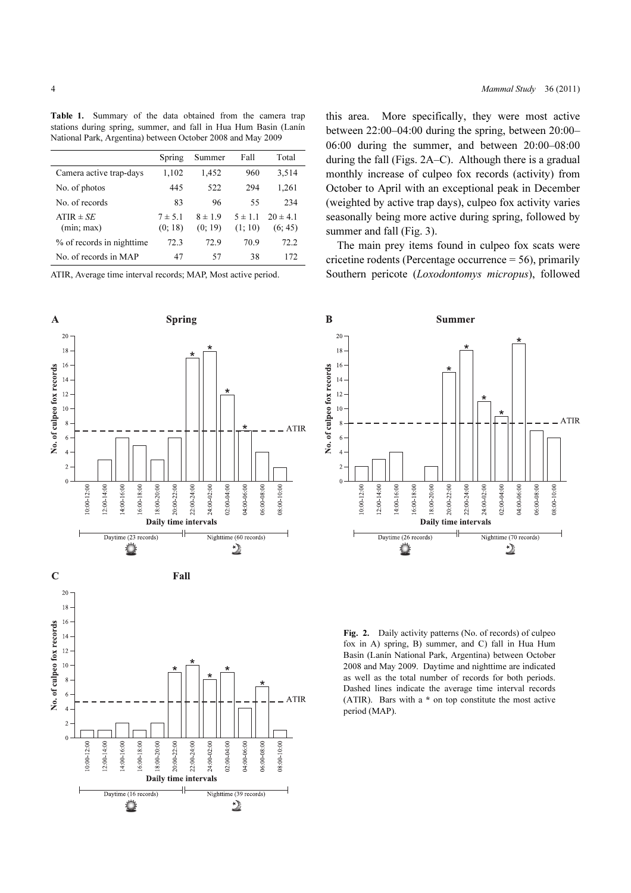**Table 1.** Summary of the data obtained from the camera trap stations during spring, summer, and fall in Hua Hum Basin (Lanín National Park, Argentina) between October 2008 and May 2009

| | Spring | Summer | Fall | Total |
|---|---|---|---|---|
| Camera active trap-days | 1,102 | 1,452 | 960 | 3,514 |
| No. of photos | 445 | 522 | 294 | 1,261 |
| No. of records | 83 | 96 | 55 | 234 |
| ATIR ± *SE* (min; max) | 7 ± 5.1 (0; 18) | 8 ± 1.9 (0; 19) | 5 ± 1.1 (1; 10) | 20 ± 4.1 (6; 45) |
| % of records in nighttime | 72.3 | 72.9 | 70.9 | 72.2 |
| No. of records in MAP | 47 | 57 | 38 | 172 |

ATIR, Average time interval records; MAP, Most active period.

this area. More specifically, they were most active between 22:00–04:00 during the spring, between 20:00–06:00 during the summer, and between 20:00–08:00 during the fall (Figs. 2A–C). Although there is a gradual monthly increase of culpeo fox records (activity) from October to April with an exceptional peak in December (weighted by active trap days), culpeo fox activity varies seasonally being more active during spring, followed by summer and fall (Fig. 3).

The main prey items found in culpeo fox scats were cricetine rodents (Percentage occurrence = 56), primarily Southern pericote (*Loxodontomys micropus*), followed

**Fig. 2.** Daily activity patterns (No. of records) of culpeo fox in A) spring, B) summer, and C) fall in Hua Hum Basin (Lanín National Park, Argentina) between October 2008 and May 2009. Daytime and nighttime are indicated as well as the total number of records for both periods. Dashed lines indicate the average time interval records (ATIR). Bars with a * on top constitute the most active period (MAP).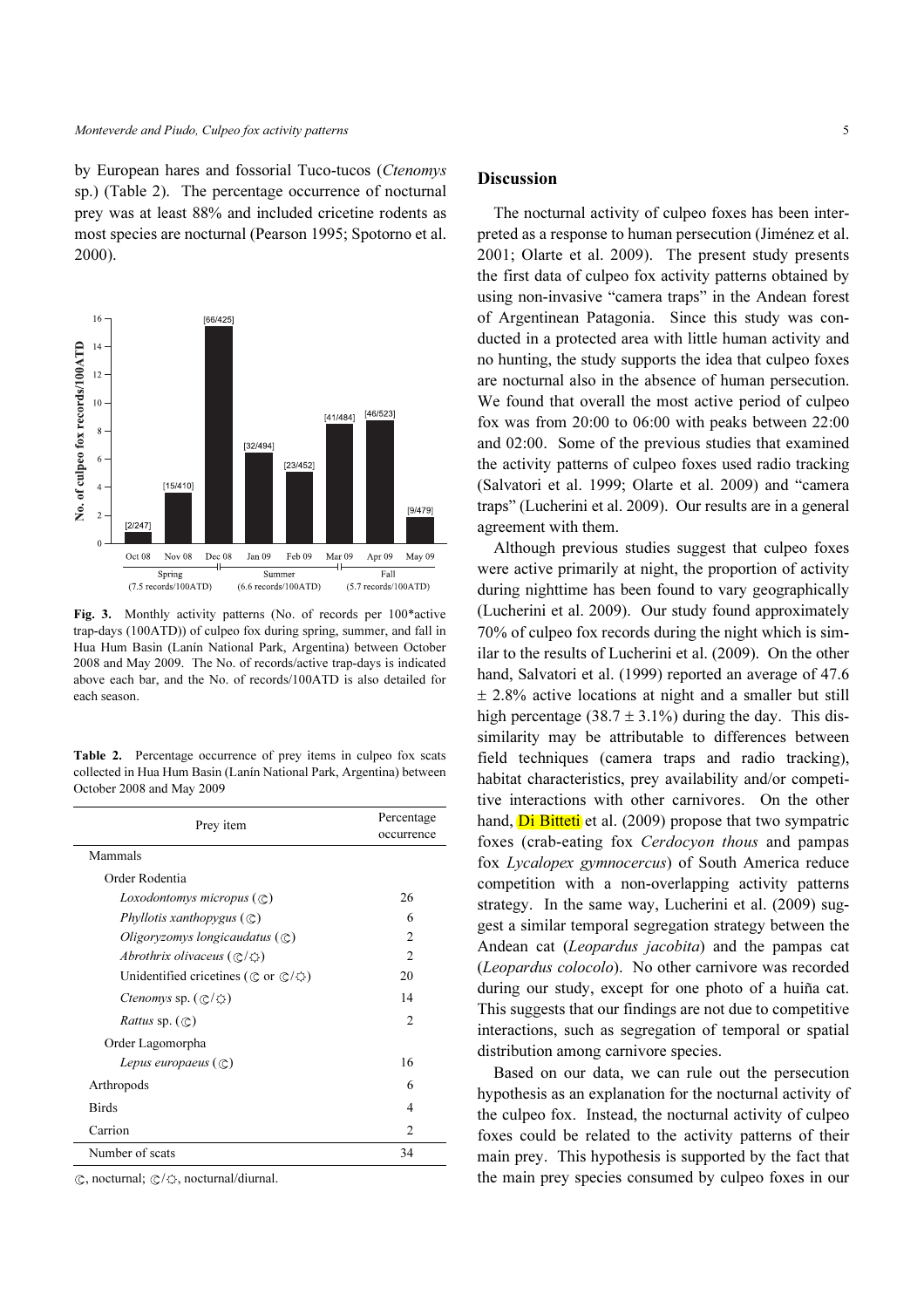by European hares and fossorial Tuco-tucos (*Ctenomys* sp.) (Table 2). The percentage occurrence of nocturnal prey was at least 88% and included cricetine rodents as most species are nocturnal (Pearson 1995; Spotorno et al. 2000).

**Fig. 3.** Monthly activity patterns (No. of records per 100*active trap-days (100ATD)) of culpeo fox during spring, summer, and fall in Hua Hum Basin (Lanín National Park, Argentina) between October 2008 and May 2009. The No. of records/active trap-days is indicated above each bar, and the No. of records/100ATD is also detailed for each season.

**Table 2.** Percentage occurrence of prey items in culpeo fox scats collected in Hua Hum Basin (Lanín National Park, Argentina) between October 2008 and May 2009

| Prey item | Percentage occurrence |
|---|---|
| Mammals | |
| Order Rodentia | |
| *Loxodontomys micropus* (☾) | 26 |
| *Phyllotis xanthopygus* (☾) | 6 |
| *Oligoryzomys longicaudatus* (☾) | 2 |
| *Abrothrix olivaceus* (☾/☼) | 2 |
| Unidentified cricetines (☾ or ☾/☼) | 20 |
| *Ctenomys* sp. (☾/☼) | 14 |
| *Rattus* sp. (☾) | 2 |
| Order Lagomorpha | |
| *Lepus europaeus* (☾) | 16 |
| Arthropods | 6 |
| Birds | 4 |
| Carrion | 2 |
| Number of scats | 34 |

☾, nocturnal; ☾/☼, nocturnal/diurnal.

## Discussion

The nocturnal activity of culpeo foxes has been interpreted as a response to human persecution (Jiménez et al. 2001; Olarte et al. 2009). The present study presents the first data of culpeo fox activity patterns obtained by using non-invasive "camera traps" in the Andean forest of Argentinean Patagonia. Since this study was conducted in a protected area with little human activity and no hunting, the study supports the idea that culpeo foxes are nocturnal also in the absence of human persecution. We found that overall the most active period of culpeo fox was from 20:00 to 06:00 with peaks between 22:00 and 02:00. Some of the previous studies that examined the activity patterns of culpeo foxes used radio tracking (Salvatori et al. 1999; Olarte et al. 2009) and "camera traps" (Lucherini et al. 2009). Our results are in a general agreement with them.

Although previous studies suggest that culpeo foxes were active primarily at night, the proportion of activity during nighttime has been found to vary geographically (Lucherini et al. 2009). Our study found approximately 70% of culpeo fox records during the night which is similar to the results of Lucherini et al. (2009). On the other hand, Salvatori et al. (1999) reported an average of 47.6 $\pm$ 2.8% active locations at night and a smaller but still high percentage (38.7 $\pm$ 3.1%) during the day. This dissimilarity may be attributable to differences between field techniques (camera traps and radio tracking), habitat characteristics, prey availability and/or competitive interactions with other carnivores. On the other hand, Di Bitteti et al. (2009) propose that two sympatric foxes (crab-eating fox *Cerdocyon thous* and pampas fox *Lycalopex gymnocercus*) of South America reduce competition with a non-overlapping activity patterns strategy. In the same way, Lucherini et al. (2009) suggest a similar temporal segregation strategy between the Andean cat (*Leopardus jacobita*) and the pampas cat (*Leopardus colocolo*). No other carnivore was recorded during our study, except for one photo of a huiña cat. This suggests that our findings are not due to competitive interactions, such as segregation of temporal or spatial distribution among carnivore species.

Based on our data, we can rule out the persecution hypothesis as an explanation for the nocturnal activity of the culpeo fox. Instead, the nocturnal activity of culpeo foxes could be related to the activity patterns of their main prey. This hypothesis is supported by the fact that the main prey species consumed by culpeo foxes in our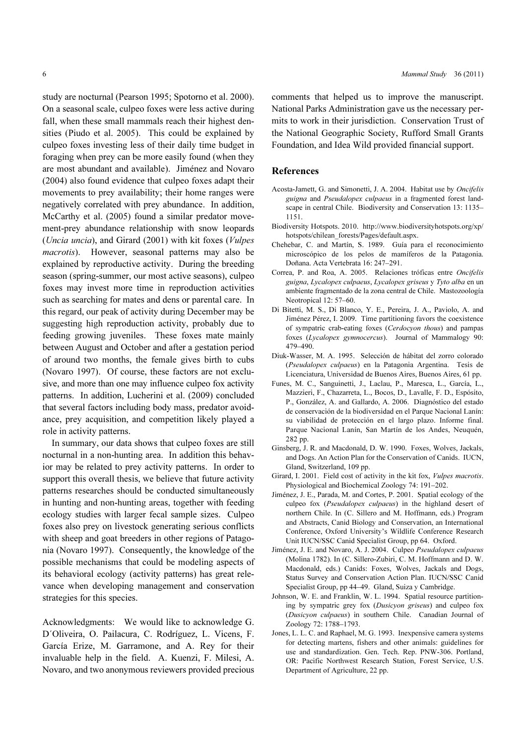study are nocturnal (Pearson 1995; Spotorno et al. 2000). On a seasonal scale, culpeo foxes were less active during fall, when these small mammals reach their highest densities (Piudo et al. 2005). This could be explained by culpeo foxes investing less of their daily time budget in foraging when prey can be more easily found (when they are most abundant and available). Jiménez and Novaro (2004) also found evidence that culpeo foxes adapt their movements to prey availability; their home ranges were negatively correlated with prey abundance. In addition, McCarthy et al. (2005) found a similar predator movement-prey abundance relationship with snow leopards (*Uncia uncia*), and Girard (2001) with kit foxes (*Vulpes macrotis*). However, seasonal patterns may also be explained by reproductive activity. During the breeding season (spring-summer, our most active seasons), culpeo foxes may invest more time in reproduction activities such as searching for mates and dens or parental care. In this regard, our peak of activity during December may be suggesting high reproduction activity, probably due to feeding growing juveniles. These foxes mate mainly between August and October and after a gestation period of around two months, the female gives birth to cubs (Novaro 1997). Of course, these factors are not exclusive, and more than one may influence culpeo fox activity patterns. In addition, Lucherini et al. (2009) concluded that several factors including body mass, predator avoidance, prey acquisition, and competition likely played a role in activity patterns.

In summary, our data shows that culpeo foxes are still nocturnal in a non-hunting area. In addition this behavior may be related to prey activity patterns. In order to support this overall thesis, we believe that future activity patterns researches should be conducted simultaneously in hunting and non-hunting areas, together with feeding ecology studies with larger fecal sample sizes. Culpeo foxes also prey on livestock generating serious conflicts with sheep and goat breeders in other regions of Patagonia (Novaro 1997). Consequently, the knowledge of the possible mechanisms that could be modeling aspects of its behavioral ecology (activity patterns) has great relevance when developing management and conservation strategies for this species.

Acknowledgments: We would like to acknowledge G. D´Oliveira, O. Pailacura, C. Rodríguez, L. Vicens, F. García Erize, M. Garramone, and A. Rey for their invaluable help in the field. A. Kuenzi, F. Milesi, A. Novaro, and two anonymous reviewers provided precious comments that helped us to improve the manuscript. National Parks Administration gave us the necessary permits to work in their jurisdiction. Conservation Trust of the National Geographic Society, Rufford Small Grants Foundation, and Idea Wild provided financial support.

## References

Acosta-Jamett, G. and Simonetti, J. A. 2004. Habitat use by *Oncifelis guigna* and *Pseudalopex culpaeus* in a fragmented forest landscape in central Chile. Biodiversity and Conservation 13: 1135–1151.

Biodiversity Hotspots. 2010. http://www.biodiversityhotspots.org/xp/hotspots/chilean_forests/Pages/default.aspx.

Chehebar, C. and Martín, S. 1989. Guía para el reconocimiento microscópico de los pelos de mamíferos de la Patagonia. Doñana. Acta Vertebrata 16: 247–291.

Correa, P. and Roa, A. 2005. Relaciones tróficas entre *Oncifelis guigna*, *Lycalopex culpaeus*, *Lycalopex griseus* y *Tyto alba* en un ambiente fragmentado de la zona central de Chile. Mastozoología Neotropical 12: 57–60.

Di Bitetti, M. S., Di Blanco, Y. E., Pereira, J. A., Paviolo, A. and Jiménez Pérez, I. 2009. Time partitioning favors the coexistence of sympatric crab-eating foxes (*Cerdocyon thous*) and pampas foxes (*Lycalopex gymnocercus*). Journal of Mammalogy 90: 479–490.

Diuk-Wasser, M. A. 1995. Selección de hábitat del zorro colorado (*Pseudalopex culpaeus*) en la Patagonia Argentina. Tesis de Licenciatura, Universidad de Buenos Aires, Buenos Aires, 61 pp.

Funes, M. C., Sanguinetti, J., Laclau, P., Maresca, L., García, L., Mazzieri, F., Chazarreta, L., Bocos, D., Lavalle, F. D., Espósito, P., González, A. and Gallardo, A. 2006. Diagnóstico del estado de conservación de la biodiversidad en el Parque Nacional Lanín: su viabilidad de protección en el largo plazo. Informe final. Parque Nacional Lanín, San Martín de los Andes, Neuquén, 282 pp.

Ginsberg, J. R. and Macdonald, D. W. 1990. Foxes, Wolves, Jackals, and Dogs. An Action Plan for the Conservation of Canids. IUCN, Gland, Switzerland, 109 pp.

Girard, I. 2001. Field cost of activity in the kit fox, *Vulpes macrotis*. Physiological and Biochemical Zoology 74: 191–202.

Jiménez, J. E., Parada, M. and Cortes, P. 2001. Spatial ecology of the culpeo fox (*Pseudalopex culpaeus*) in the highland desert of northern Chile. In (C. Sillero and M. Hoffmann, eds.) Program and Abstracts, Canid Biology and Conservation, an International Conference, Oxford University's Wildlife Conference Research Unit IUCN/SSC Canid Specialist Group, pp 64. Oxford.

Jiménez, J. E. and Novaro, A. J. 2004. Culpeo *Pseudalopex culpaeus* (Molina 1782). In (C. Sillero-Zubiri, C. M. Hoffmann and D. W. Macdonald, eds.) Canids: Foxes, Wolves, Jackals and Dogs, Status Survey and Conservation Action Plan. IUCN/SSC Canid Specialist Group, pp 44–49. Gland, Suiza y Cambridge.

Johnson, W. E. and Franklin, W. L. 1994. Spatial resource partitioning by sympatric grey fox (*Dusicyon griseus*) and culpeo fox (*Dusicyon culpaeus*) in southern Chile. Canadian Journal of Zoology 72: 1788–1793.

Jones, L. L. C. and Raphael, M. G. 1993. Inexpensive camera systems for detecting martens, fishers and other animals: guidelines for use and standardization. Gen. Tech. Rep. PNW-306. Portland, OR: Pacific Northwest Research Station, Forest Service, U.S. Department of Agriculture, 22 pp.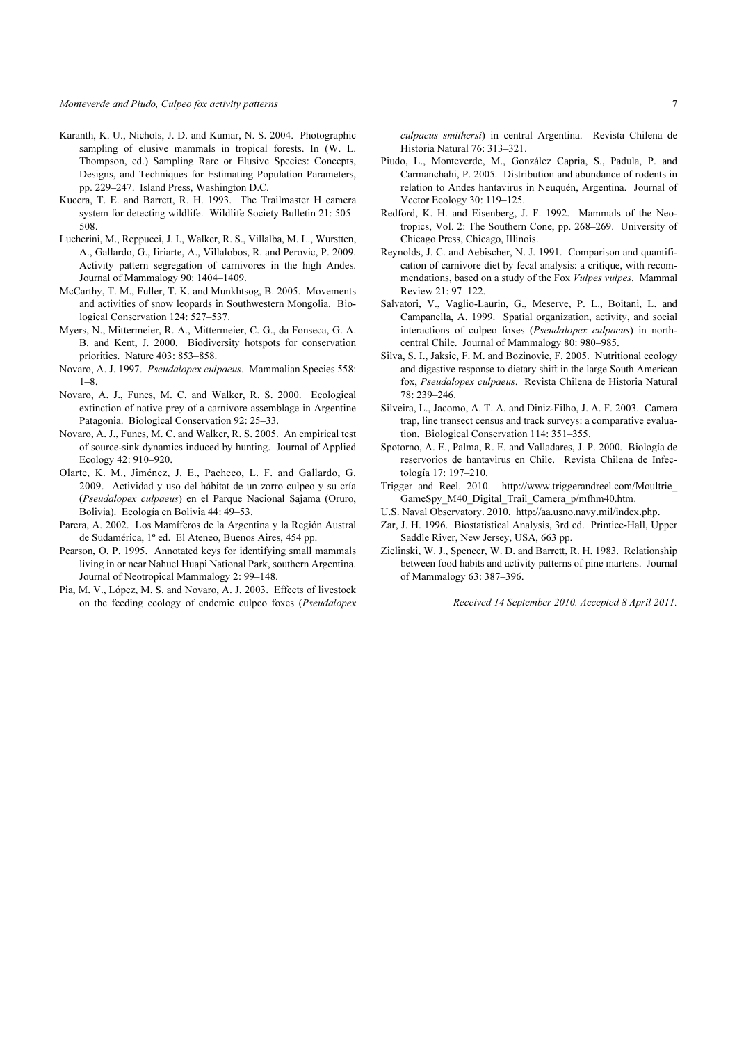Karanth, K. U., Nichols, J. D. and Kumar, N. S. 2004. Photographic sampling of elusive mammals in tropical forests. In (W. L. Thompson, ed.) Sampling Rare or Elusive Species: Concepts, Designs, and Techniques for Estimating Population Parameters, pp. 229–247. Island Press, Washington D.C.

Kucera, T. E. and Barrett, R. H. 1993. The Trailmaster H camera system for detecting wildlife. Wildlife Society Bulletin 21: 505–508.

Lucherini, M., Reppucci, J. I., Walker, R. S., Villalba, M. L., Wurstten, A., Gallardo, G., Iiriarte, A., Villalobos, R. and Perovic, P. 2009. Activity pattern segregation of carnivores in the high Andes. Journal of Mammalogy 90: 1404–1409.

McCarthy, T. M., Fuller, T. K. and Munkhtsog, B. 2005. Movements and activities of snow leopards in Southwestern Mongolia. Biological Conservation 124: 527–537.

Myers, N., Mittermeier, R. A., Mittermeier, C. G., da Fonseca, G. A. B. and Kent, J. 2000. Biodiversity hotspots for conservation priorities. Nature 403: 853–858.

Novaro, A. J. 1997. *Pseudalopex culpaeus*. Mammalian Species 558: 1–8.

Novaro, A. J., Funes, M. C. and Walker, R. S. 2000. Ecological extinction of native prey of a carnivore assemblage in Argentine Patagonia. Biological Conservation 92: 25–33.

Novaro, A. J., Funes, M. C. and Walker, R. S. 2005. An empirical test of source-sink dynamics induced by hunting. Journal of Applied Ecology 42: 910–920.

Olarte, K. M., Jiménez, J. E., Pacheco, L. F. and Gallardo, G. 2009. Actividad y uso del hábitat de un zorro culpeo y su cría (*Pseudalopex culpaeus*) en el Parque Nacional Sajama (Oruro, Bolivia). Ecología en Bolivia 44: 49–53.

Parera, A. 2002. Los Mamíferos de la Argentina y la Región Austral de Sudamérica, 1º ed. El Ateneo, Buenos Aires, 454 pp.

Pearson, O. P. 1995. Annotated keys for identifying small mammals living in or near Nahuel Huapi National Park, southern Argentina. Journal of Neotropical Mammalogy 2: 99–148.

Pia, M. V., López, M. S. and Novaro, A. J. 2003. Effects of livestock on the feeding ecology of endemic culpeo foxes (*Pseudalopex culpaeus smithersi*) in central Argentina. Revista Chilena de Historia Natural 76: 313–321.

Piudo, L., Monteverde, M., González Capria, S., Padula, P. and Carmanchahi, P. 2005. Distribution and abundance of rodents in relation to Andes hantavirus in Neuquén, Argentina. Journal of Vector Ecology 30: 119–125.

Redford, K. H. and Eisenberg, J. F. 1992. Mammals of the Neotropics, Vol. 2: The Southern Cone, pp. 268–269. University of Chicago Press, Chicago, Illinois.

Reynolds, J. C. and Aebischer, N. J. 1991. Comparison and quantification of carnivore diet by fecal analysis: a critique, with recommendations, based on a study of the Fox *Vulpes vulpes*. Mammal Review 21: 97–122.

Salvatori, V., Vaglio-Laurin, G., Meserve, P. L., Boitani, L. and Campanella, A. 1999. Spatial organization, activity, and social interactions of culpeo foxes (*Pseudalopex culpaeus*) in north-central Chile. Journal of Mammalogy 80: 980–985.

Silva, S. I., Jaksic, F. M. and Bozinovic, F. 2005. Nutritional ecology and digestive response to dietary shift in the large South American fox, *Pseudalopex culpaeus*. Revista Chilena de Historia Natural 78: 239–246.

Silveira, L., Jacomo, A. T. A. and Diniz-Filho, J. A. F. 2003. Camera trap, line transect census and track surveys: a comparative evaluation. Biological Conservation 114: 351–355.

Spotorno, A. E., Palma, R. E. and Valladares, J. P. 2000. Biología de reservorios de hantavirus en Chile. Revista Chilena de Infectología 17: 197–210.

Trigger and Reel. 2010. http://www.triggerandreel.com/Moultrie_GameSpy_M40_Digital_Trail_Camera_p/mfhm40.htm.

U.S. Naval Observatory. 2010. http://aa.usno.navy.mil/index.php.

Zar, J. H. 1996. Biostatistical Analysis, 3rd ed. Printice-Hall, Upper Saddle River, New Jersey, USA, 663 pp.

Zielinski, W. J., Spencer, W. D. and Barrett, R. H. 1983. Relationship between food habits and activity patterns of pine martens. Journal of Mammalogy 63: 387–396.

*Received 14 September 2010. Accepted 8 April 2011.*